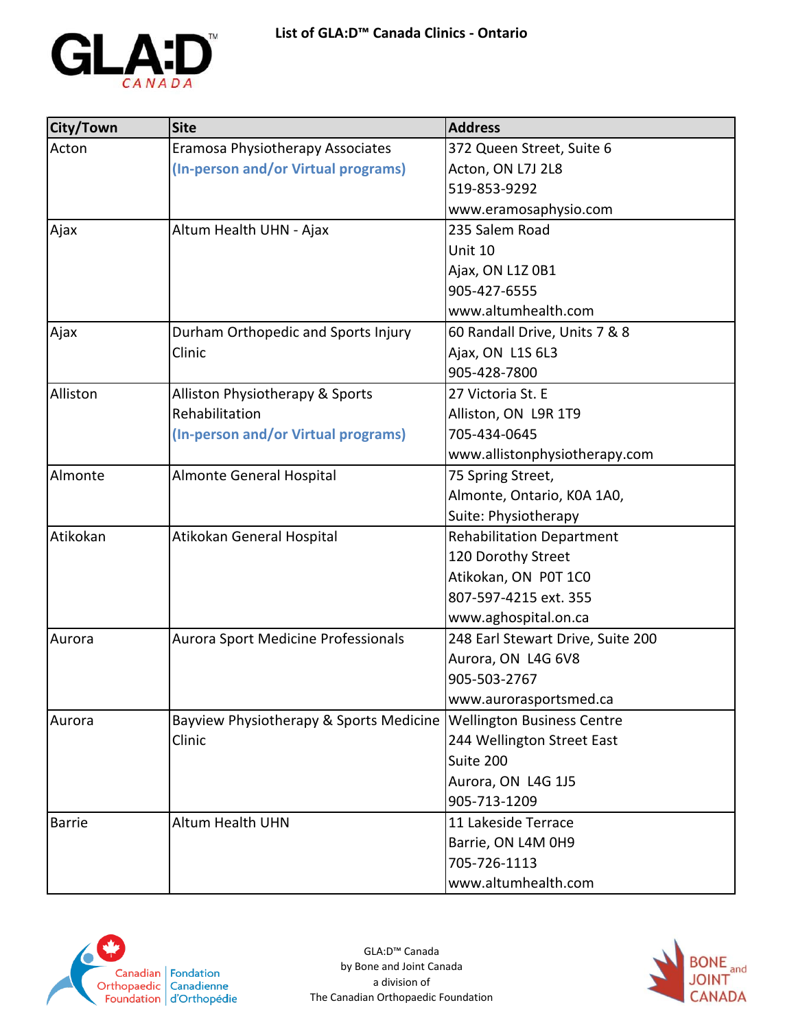# List of GLA:D™ Canada Clinics - Ontario

| City/Town | Site | Address |
|---|---|---|
| Acton | Eramosa Physiotherapy Associates<br>**(In-person and/or Virtual programs)** | 372 Queen Street, Suite 6<br>Acton, ON L7J 2L8<br>519-853-9292<br>www.eramosaphysio.com |
| Ajax | Altum Health UHN - Ajax | 235 Salem Road<br>Unit 10<br>Ajax, ON L1Z 0B1<br>905-427-6555<br>www.altumhealth.com |
| Ajax | Durham Orthopedic and Sports Injury Clinic | 60 Randall Drive, Units 7 & 8<br>Ajax, ON L1S 6L3<br>905-428-7800 |
| Alliston | Alliston Physiotherapy & Sports Rehabilitation<br>**(In-person and/or Virtual programs)** | 27 Victoria St. E<br>Alliston, ON L9R 1T9<br>705-434-0645<br>www.allistonphysiotherapy.com |
| Almonte | Almonte General Hospital | 75 Spring Street,<br>Almonte, Ontario, K0A 1A0,<br>Suite: Physiotherapy |
| Atikokan | Atikokan General Hospital | Rehabilitation Department<br>120 Dorothy Street<br>Atikokan, ON P0T 1C0<br>807-597-4215 ext. 355<br>www.aghospital.on.ca |
| Aurora | Aurora Sport Medicine Professionals | 248 Earl Stewart Drive, Suite 200<br>Aurora, ON L4G 6V8<br>905-503-2767<br>www.aurorasportsmed.ca |
| Aurora | Bayview Physiotherapy & Sports Medicine Clinic | Wellington Business Centre<br>244 Wellington Street East<br>Suite 200<br>Aurora, ON L4G 1J5<br>905-713-1209 |
| Barrie | Altum Health UHN | 11 Lakeside Terrace<br>Barrie, ON L4M 0H9<br>705-726-1113<br>www.altumhealth.com |

GLA:D™ Canada
by Bone and Joint Canada
a division of
The Canadian Orthopaedic Foundation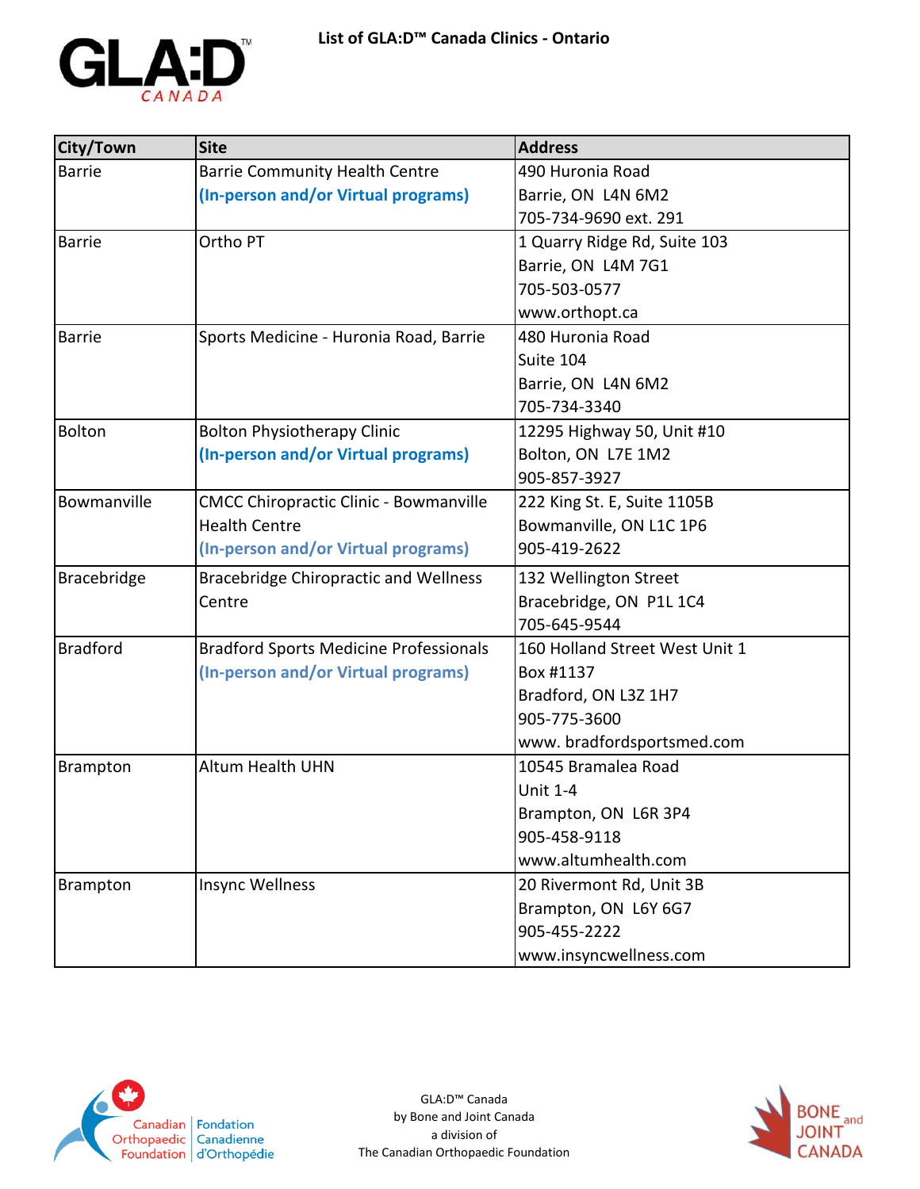# List of GLA:D™ Canada Clinics - Ontario

| City/Town | Site | Address |
|---|---|---|
| Barrie | Barrie Community Health Centre<br>**(In-person and/or Virtual programs)** | 490 Huronia Road<br>Barrie, ON L4N 6M2<br>705-734-9690 ext. 291 |
| Barrie | Ortho PT | 1 Quarry Ridge Rd, Suite 103<br>Barrie, ON L4M 7G1<br>705-503-0577<br>www.orthopt.ca |
| Barrie | Sports Medicine - Huronia Road, Barrie | 480 Huronia Road<br>Suite 104<br>Barrie, ON L4N 6M2<br>705-734-3340 |
| Bolton | Bolton Physiotherapy Clinic<br>**(In-person and/or Virtual programs)** | 12295 Highway 50, Unit #10<br>Bolton, ON L7E 1M2<br>905-857-3927 |
| Bowmanville | CMCC Chiropractic Clinic - Bowmanville Health Centre<br>**(In-person and/or Virtual programs)** | 222 King St. E, Suite 1105B<br>Bowmanville, ON L1C 1P6<br>905-419-2622 |
| Bracebridge | Bracebridge Chiropractic and Wellness Centre | 132 Wellington Street<br>Bracebridge, ON P1L 1C4<br>705-645-9544 |
| Bradford | Bradford Sports Medicine Professionals<br>**(In-person and/or Virtual programs)** | 160 Holland Street West Unit 1<br>Box #1137<br>Bradford, ON L3Z 1H7<br>905-775-3600<br>www. bradfordsportsmed.com |
| Brampton | Altum Health UHN | 10545 Bramalea Road<br>Unit 1-4<br>Brampton, ON L6R 3P4<br>905-458-9118<br>www.altumhealth.com |
| Brampton | Insync Wellness | 20 Rivermont Rd, Unit 3B<br>Brampton, ON L6Y 6G7<br>905-455-2222<br>www.insyncwellness.com |

GLA:D™ Canada
by Bone and Joint Canada
a division of
The Canadian Orthopaedic Foundation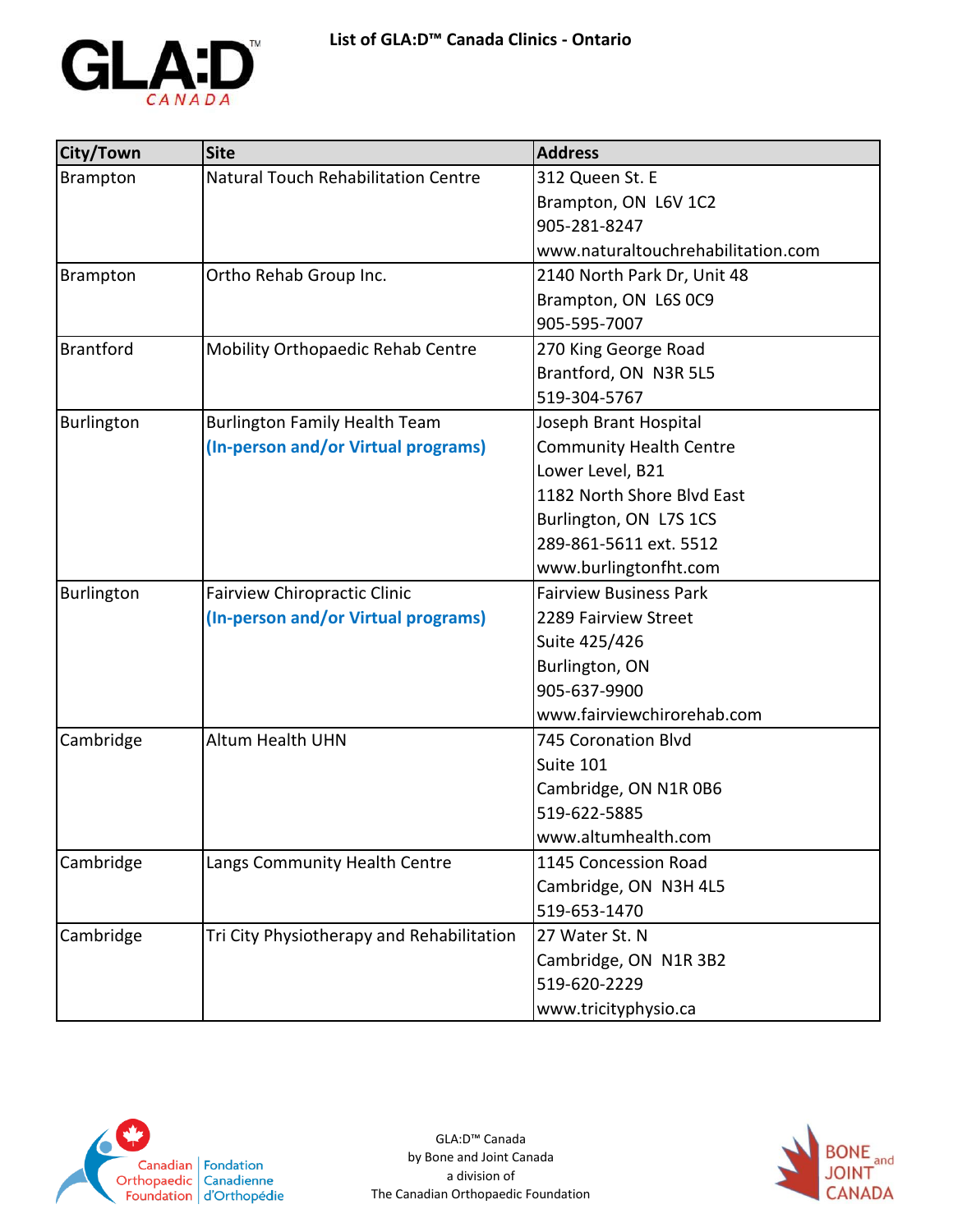# List of GLA:D™ Canada Clinics - Ontario

| City/Town | Site | Address |
|---|---|---|
| Brampton | Natural Touch Rehabilitation Centre | 312 Queen St. E<br>Brampton, ON L6V 1C2<br>905-281-8247<br>www.naturaltouchrehabilitation.com |
| Brampton | Ortho Rehab Group Inc. | 2140 North Park Dr, Unit 48<br>Brampton, ON L6S 0C9<br>905-595-7007 |
| Brantford | Mobility Orthopaedic Rehab Centre | 270 King George Road<br>Brantford, ON N3R 5L5<br>519-304-5767 |
| Burlington | Burlington Family Health Team<br>**(In-person and/or Virtual programs)** | Joseph Brant Hospital<br>Community Health Centre<br>Lower Level, B21<br>1182 North Shore Blvd East<br>Burlington, ON L7S 1CS<br>289-861-5611 ext. 5512<br>www.burlingtonfht.com |
| Burlington | Fairview Chiropractic Clinic<br>**(In-person and/or Virtual programs)** | Fairview Business Park<br>2289 Fairview Street<br>Suite 425/426<br>Burlington, ON<br>905-637-9900<br>www.fairviewchirorehab.com |
| Cambridge | Altum Health UHN | 745 Coronation Blvd<br>Suite 101<br>Cambridge, ON N1R 0B6<br>519-622-5885<br>www.altumhealth.com |
| Cambridge | Langs Community Health Centre | 1145 Concession Road<br>Cambridge, ON N3H 4L5<br>519-653-1470 |
| Cambridge | Tri City Physiotherapy and Rehabilitation | 27 Water St. N<br>Cambridge, ON N1R 3B2<br>519-620-2229<br>www.tricityphysio.ca |

GLA:D™ Canada
by Bone and Joint Canada
a division of
The Canadian Orthopaedic Foundation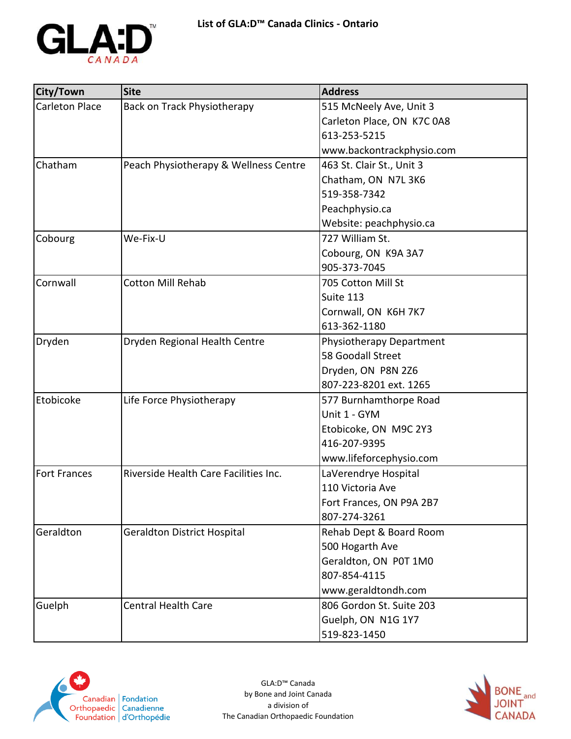# List of GLA:D™ Canada Clinics - Ontario

| City/Town | Site | Address |
|---|---|---|
| Carleton Place | Back on Track Physiotherapy | 515 McNeely Ave, Unit 3<br>Carleton Place, ON K7C 0A8<br>613-253-5215<br>www.backontrackphysio.com |
| Chatham | Peach Physiotherapy & Wellness Centre | 463 St. Clair St., Unit 3<br>Chatham, ON N7L 3K6<br>519-358-7342<br>Peachphysio.ca<br>Website: peachphysio.ca |
| Cobourg | We-Fix-U | 727 William St.<br>Cobourg, ON K9A 3A7<br>905-373-7045 |
| Cornwall | Cotton Mill Rehab | 705 Cotton Mill St<br>Suite 113<br>Cornwall, ON K6H 7K7<br>613-362-1180 |
| Dryden | Dryden Regional Health Centre | Physiotherapy Department<br>58 Goodall Street<br>Dryden, ON P8N 2Z6<br>807-223-8201 ext. 1265 |
| Etobicoke | Life Force Physiotherapy | 577 Burnhamthorpe Road<br>Unit 1 - GYM<br>Etobicoke, ON M9C 2Y3<br>416-207-9395<br>www.lifeforcephysio.com |
| Fort Frances | Riverside Health Care Facilities Inc. | LaVerendrye Hospital<br>110 Victoria Ave<br>Fort Frances, ON P9A 2B7<br>807-274-3261 |
| Geraldton | Geraldton District Hospital | Rehab Dept & Board Room<br>500 Hogarth Ave<br>Geraldton, ON P0T 1M0<br>807-854-4115<br>www.geraldtondh.com |
| Guelph | Central Health Care | 806 Gordon St. Suite 203<br>Guelph, ON N1G 1Y7<br>519-823-1450 |

GLA:D™ Canada
by Bone and Joint Canada
a division of
The Canadian Orthopaedic Foundation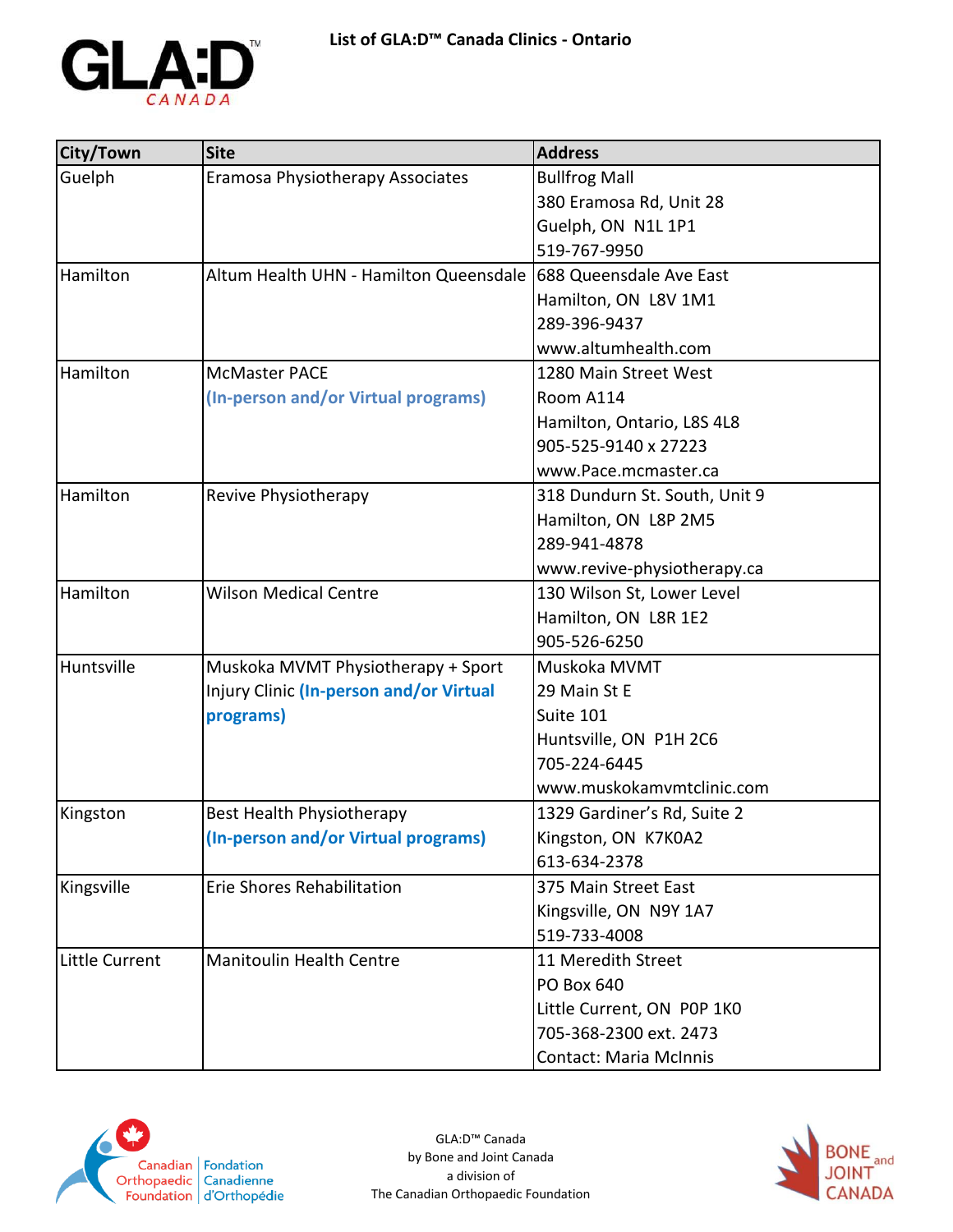# List of GLA:D™ Canada Clinics - Ontario

| City/Town | Site | Address |
|---|---|---|
| Guelph | Eramosa Physiotherapy Associates | Bullfrog Mall<br>380 Eramosa Rd, Unit 28<br>Guelph, ON  N1L 1P1<br>519-767-9950 |
| Hamilton | Altum Health UHN - Hamilton Queensdale | 688 Queensdale Ave East<br>Hamilton, ON  L8V 1M1<br>289-396-9437<br>www.altumhealth.com |
| Hamilton | McMaster PACE<br>**(In-person and/or Virtual programs)** | 1280 Main Street West<br>Room A114<br>Hamilton, Ontario, L8S 4L8<br>905-525-9140 x 27223<br>www.Pace.mcmaster.ca |
| Hamilton | Revive Physiotherapy | 318 Dundurn St. South, Unit 9<br>Hamilton, ON  L8P 2M5<br>289-941-4878<br>www.revive-physiotherapy.ca |
| Hamilton | Wilson Medical Centre | 130 Wilson St, Lower Level<br>Hamilton, ON  L8R 1E2<br>905-526-6250 |
| Huntsville | Muskoka MVMT Physiotherapy + Sport Injury Clinic **(In-person and/or Virtual programs)** | Muskoka MVMT<br>29 Main St E<br>Suite 101<br>Huntsville, ON  P1H 2C6<br>705-224-6445<br>www.muskokamvmtclinic.com |
| Kingston | Best Health Physiotherapy<br>**(In-person and/or Virtual programs)** | 1329 Gardiner's Rd, Suite 2<br>Kingston, ON  K7K0A2<br>613-634-2378 |
| Kingsville | Erie Shores Rehabilitation | 375 Main Street East<br>Kingsville, ON  N9Y 1A7<br>519-733-4008 |
| Little Current | Manitoulin Health Centre | 11 Meredith Street<br>PO Box 640<br>Little Current, ON  P0P 1K0<br>705-368-2300 ext. 2473<br>Contact: Maria McInnis |

GLA:D™ Canada
by Bone and Joint Canada
a division of
The Canadian Orthopaedic Foundation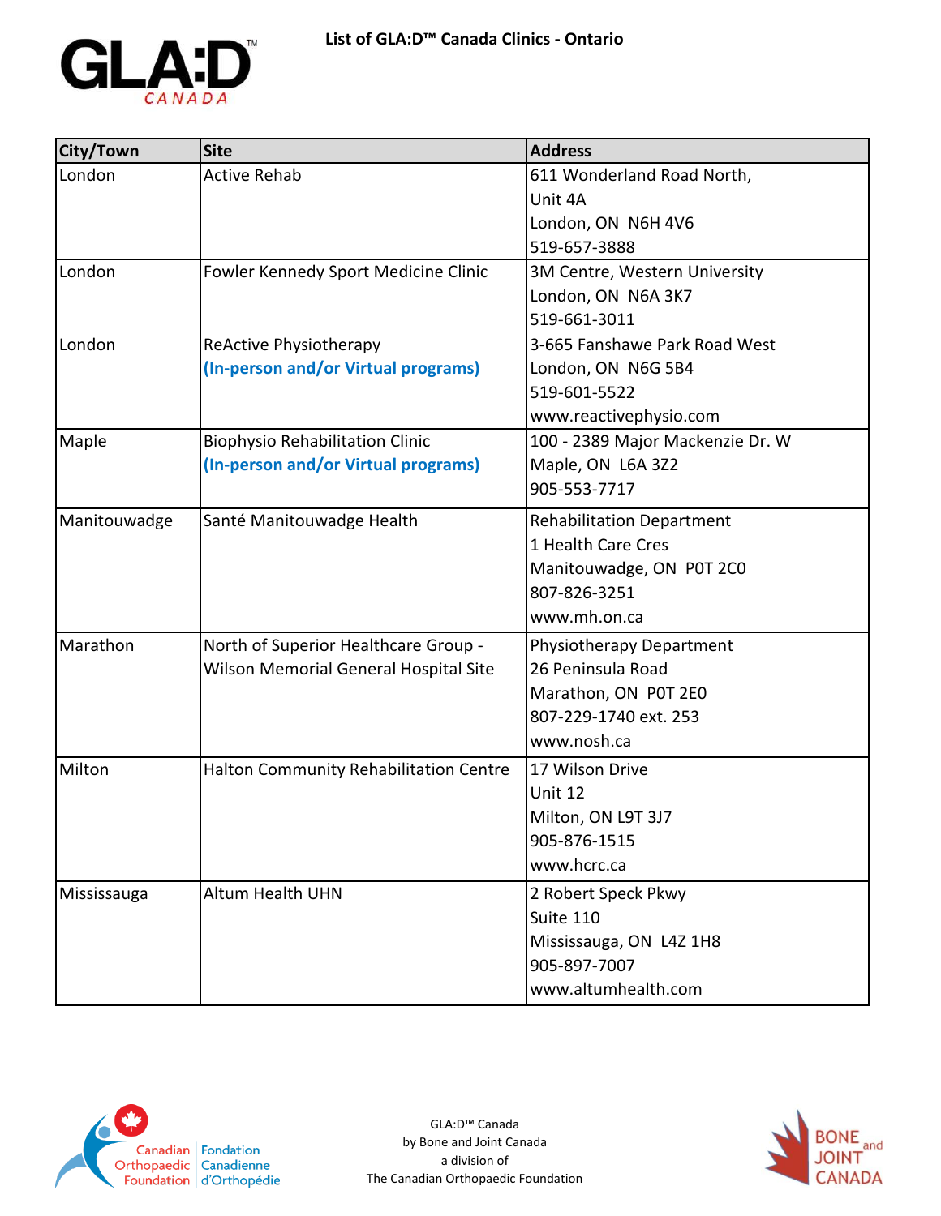# List of GLA:D™ Canada Clinics - Ontario

| City/Town | Site | Address |
|---|---|---|
| London | Active Rehab | 611 Wonderland Road North, Unit 4A<br>London, ON N6H 4V6<br>519-657-3888 |
| London | Fowler Kennedy Sport Medicine Clinic | 3M Centre, Western University<br>London, ON N6A 3K7<br>519-661-3011 |
| London | ReActive Physiotherapy<br>**(In-person and/or Virtual programs)** | 3-665 Fanshawe Park Road West<br>London, ON N6G 5B4<br>519-601-5522<br>www.reactivephysio.com |
| Maple | Biophysio Rehabilitation Clinic<br>**(In-person and/or Virtual programs)** | 100 - 2389 Major Mackenzie Dr. W<br>Maple, ON L6A 3Z2<br>905-553-7717 |
| Manitouwadge | Santé Manitouwadge Health | Rehabilitation Department<br>1 Health Care Cres<br>Manitouwadge, ON P0T 2C0<br>807-826-3251<br>www.mh.on.ca |
| Marathon | North of Superior Healthcare Group - Wilson Memorial General Hospital Site | Physiotherapy Department<br>26 Peninsula Road<br>Marathon, ON P0T 2E0<br>807-229-1740 ext. 253<br>www.nosh.ca |
| Milton | Halton Community Rehabilitation Centre | 17 Wilson Drive<br>Unit 12<br>Milton, ON L9T 3J7<br>905-876-1515<br>www.hcrc.ca |
| Mississauga | Altum Health UHN | 2 Robert Speck Pkwy<br>Suite 110<br>Mississauga, ON L4Z 1H8<br>905-897-7007<br>www.altumhealth.com |

GLA:D™ Canada
by Bone and Joint Canada
a division of
The Canadian Orthopaedic Foundation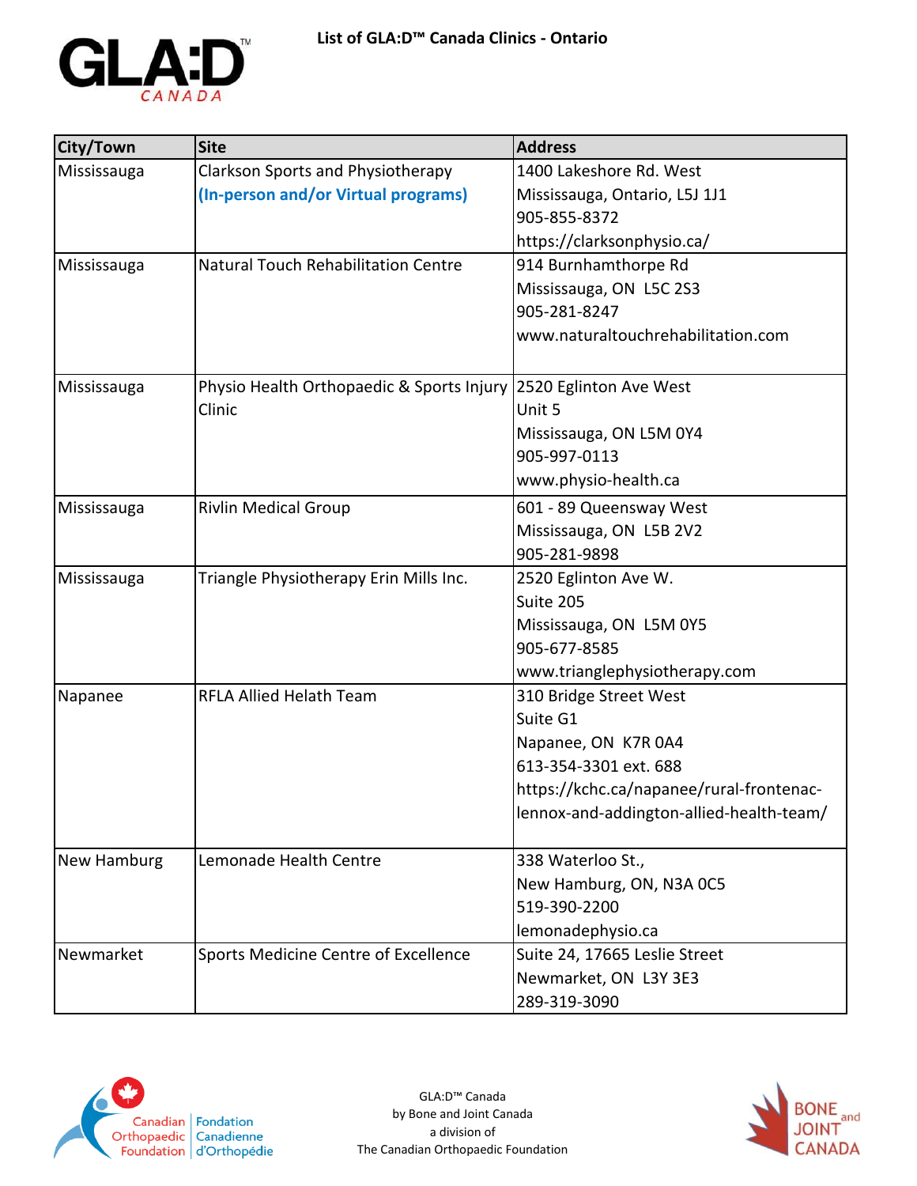# List of GLA:D™ Canada Clinics - Ontario

| City/Town | Site | Address |
|---|---|---|
| Mississauga | Clarkson Sports and Physiotherapy<br>**(In-person and/or Virtual programs)** | 1400 Lakeshore Rd. West<br>Mississauga, Ontario, L5J 1J1<br>905-855-8372<br>https://clarksonphysio.ca/ |
| Mississauga | Natural Touch Rehabilitation Centre | 914 Burnhamthorpe Rd<br>Mississauga, ON L5C 2S3<br>905-281-8247<br>www.naturaltouchrehabilitation.com |
| Mississauga | Physio Health Orthopaedic & Sports Injury Clinic | 2520 Eglinton Ave West<br>Unit 5<br>Mississauga, ON L5M 0Y4<br>905-997-0113<br>www.physio-health.ca |
| Mississauga | Rivlin Medical Group | 601 - 89 Queensway West<br>Mississauga, ON L5B 2V2<br>905-281-9898 |
| Mississauga | Triangle Physiotherapy Erin Mills Inc. | 2520 Eglinton Ave W.<br>Suite 205<br>Mississauga, ON L5M 0Y5<br>905-677-8585<br>www.trianglephysiotherapy.com |
| Napanee | RFLA Allied Helath Team | 310 Bridge Street West<br>Suite G1<br>Napanee, ON K7R 0A4<br>613-354-3301 ext. 688<br>https://kchc.ca/napanee/rural-frontenac-lennox-and-addington-allied-health-team/ |
| New Hamburg | Lemonade Health Centre | 338 Waterloo St.,<br>New Hamburg, ON, N3A 0C5<br>519-390-2200<br>lemonadephysio.ca |
| Newmarket | Sports Medicine Centre of Excellence | Suite 24, 17665 Leslie Street<br>Newmarket, ON L3Y 3E3<br>289-319-3090 |

GLA:D™ Canada
by Bone and Joint Canada
a division of
The Canadian Orthopaedic Foundation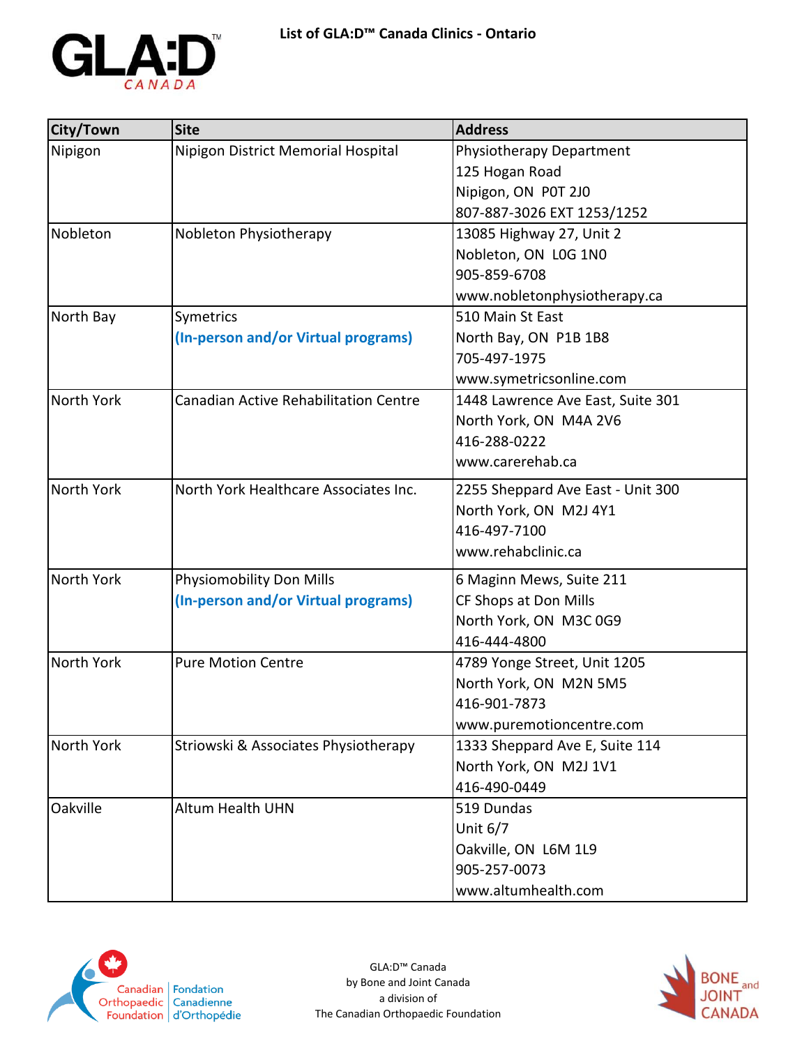# List of GLA:D™ Canada Clinics - Ontario

| City/Town | Site | Address |
|---|---|---|
| Nipigon | Nipigon District Memorial Hospital | Physiotherapy Department<br>125 Hogan Road<br>Nipigon, ON P0T 2J0<br>807-887-3026 EXT 1253/1252 |
| Nobleton | Nobleton Physiotherapy | 13085 Highway 27, Unit 2<br>Nobleton, ON L0G 1N0<br>905-859-6708<br>www.nobletonphysiotherapy.ca |
| North Bay | Symetrics<br>**(In-person and/or Virtual programs)** | 510 Main St East<br>North Bay, ON P1B 1B8<br>705-497-1975<br>www.symetricsonline.com |
| North York | Canadian Active Rehabilitation Centre | 1448 Lawrence Ave East, Suite 301<br>North York, ON M4A 2V6<br>416-288-0222<br>www.carerehab.ca |
| North York | North York Healthcare Associates Inc. | 2255 Sheppard Ave East - Unit 300<br>North York, ON M2J 4Y1<br>416-497-7100<br>www.rehabclinic.ca |
| North York | Physiomobility Don Mills<br>**(In-person and/or Virtual programs)** | 6 Maginn Mews, Suite 211<br>CF Shops at Don Mills<br>North York, ON M3C 0G9<br>416-444-4800 |
| North York | Pure Motion Centre | 4789 Yonge Street, Unit 1205<br>North York, ON M2N 5M5<br>416-901-7873<br>www.puremotioncentre.com |
| North York | Striowski & Associates Physiotherapy | 1333 Sheppard Ave E, Suite 114<br>North York, ON M2J 1V1<br>416-490-0449 |
| Oakville | Altum Health UHN | 519 Dundas<br>Unit 6/7<br>Oakville, ON L6M 1L9<br>905-257-0073<br>www.altumhealth.com |

GLA:D™ Canada
by Bone and Joint Canada
a division of
The Canadian Orthopaedic Foundation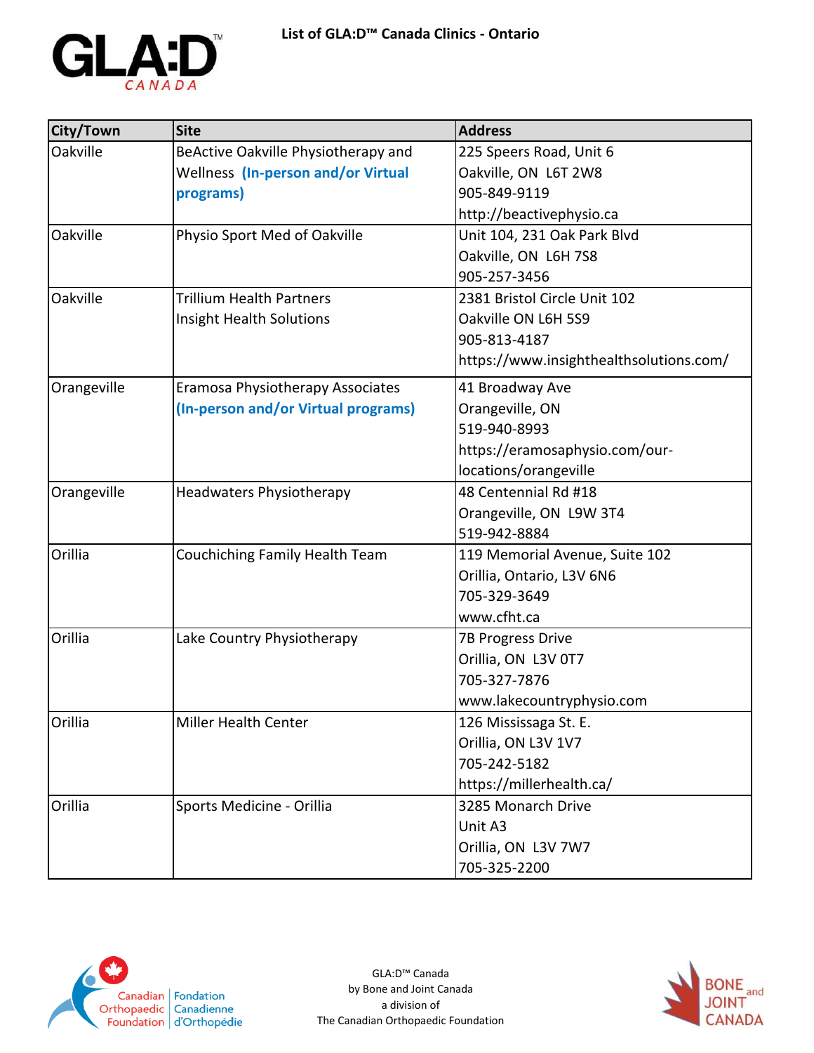# List of GLA:D™ Canada Clinics - Ontario

| City/Town | Site | Address |
|---|---|---|
| Oakville | BeActive Oakville Physiotherapy and Wellness **(In-person and/or Virtual programs)** | 225 Speers Road, Unit 6<br>Oakville, ON L6T 2W8<br>905-849-9119<br>http://beactivephysio.ca |
| Oakville | Physio Sport Med of Oakville | Unit 104, 231 Oak Park Blvd<br>Oakville, ON L6H 7S8<br>905-257-3456 |
| Oakville | Trillium Health Partners<br>Insight Health Solutions | 2381 Bristol Circle Unit 102<br>Oakville ON L6H 5S9<br>905-813-4187<br>https://www.insighthealthsolutions.com/ |
| Orangeville | Eramosa Physiotherapy Associates<br>**(In-person and/or Virtual programs)** | 41 Broadway Ave<br>Orangeville, ON<br>519-940-8993<br>https://eramosaphysio.com/our-locations/orangeville |
| Orangeville | Headwaters Physiotherapy | 48 Centennial Rd #18<br>Orangeville, ON L9W 3T4<br>519-942-8884 |
| Orillia | Couchiching Family Health Team | 119 Memorial Avenue, Suite 102<br>Orillia, Ontario, L3V 6N6<br>705-329-3649<br>www.cfht.ca |
| Orillia | Lake Country Physiotherapy | 7B Progress Drive<br>Orillia, ON L3V 0T7<br>705-327-7876<br>www.lakecountryphysio.com |
| Orillia | Miller Health Center | 126 Mississaga St. E.<br>Orillia, ON L3V 1V7<br>705-242-5182<br>https://millerhealth.ca/ |
| Orillia | Sports Medicine - Orillia | 3285 Monarch Drive<br>Unit A3<br>Orillia, ON L3V 7W7<br>705-325-2200 |

GLA:D™ Canada
by Bone and Joint Canada
a division of
The Canadian Orthopaedic Foundation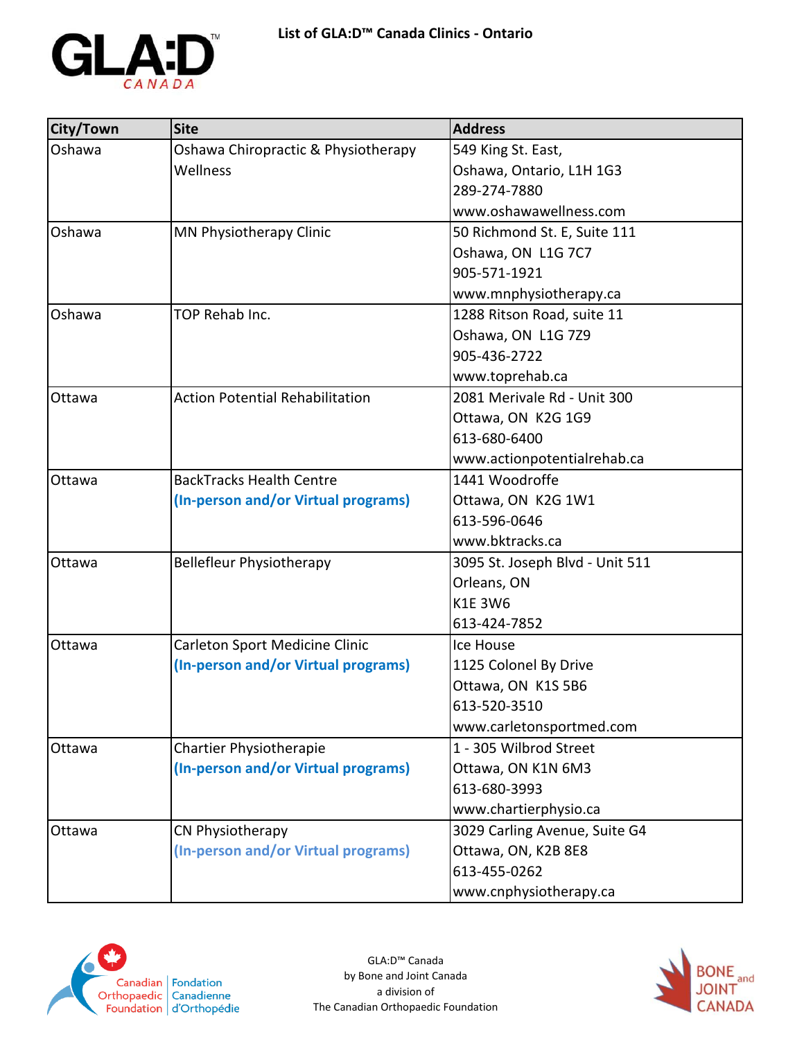# List of GLA:D™ Canada Clinics - Ontario

| City/Town | Site | Address |
|---|---|---|
| Oshawa | Oshawa Chiropractic & Physiotherapy Wellness | 549 King St. East,<br>Oshawa, Ontario, L1H 1G3<br>289-274-7880<br>www.oshawawellness.com |
| Oshawa | MN Physiotherapy Clinic | 50 Richmond St. E, Suite 111<br>Oshawa, ON L1G 7C7<br>905-571-1921<br>www.mnphysiotherapy.ca |
| Oshawa | TOP Rehab Inc. | 1288 Ritson Road, suite 11<br>Oshawa, ON L1G 7Z9<br>905-436-2722<br>www.toprehab.ca |
| Ottawa | Action Potential Rehabilitation | 2081 Merivale Rd - Unit 300<br>Ottawa, ON K2G 1G9<br>613-680-6400<br>www.actionpotentialrehab.ca |
| Ottawa | BackTracks Health Centre<br>**(In-person and/or Virtual programs)** | 1441 Woodroffe<br>Ottawa, ON K2G 1W1<br>613-596-0646<br>www.bktracks.ca |
| Ottawa | Bellefleur Physiotherapy | 3095 St. Joseph Blvd - Unit 511<br>Orleans, ON<br>K1E 3W6<br>613-424-7852 |
| Ottawa | Carleton Sport Medicine Clinic<br>**(In-person and/or Virtual programs)** | Ice House<br>1125 Colonel By Drive<br>Ottawa, ON K1S 5B6<br>613-520-3510<br>www.carletonsportmed.com |
| Ottawa | Chartier Physiotherapie<br>**(In-person and/or Virtual programs)** | 1 - 305 Wilbrod Street<br>Ottawa, ON K1N 6M3<br>613-680-3993<br>www.chartierphysio.ca |
| Ottawa | CN Physiotherapy<br>**(In-person and/or Virtual programs)** | 3029 Carling Avenue, Suite G4<br>Ottawa, ON, K2B 8E8<br>613-455-0262<br>www.cnphysiotherapy.ca |

GLA:D™ Canada
by Bone and Joint Canada
a division of
The Canadian Orthopaedic Foundation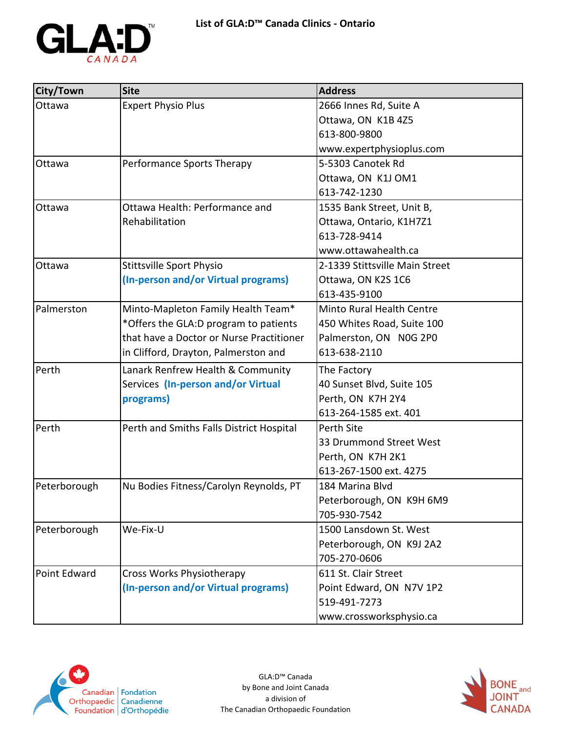# List of GLA:D™ Canada Clinics - Ontario

| City/Town | Site | Address |
|---|---|---|
| Ottawa | Expert Physio Plus | 2666 Innes Rd, Suite A<br>Ottawa, ON K1B 4Z5<br>613-800-9800<br>www.expertphysioplus.com |
| Ottawa | Performance Sports Therapy | 5-5303 Canotek Rd<br>Ottawa, ON K1J OM1<br>613-742-1230 |
| Ottawa | Ottawa Health: Performance and Rehabilitation | 1535 Bank Street, Unit B,<br>Ottawa, Ontario, K1H7Z1<br>613-728-9414<br>www.ottawahealth.ca |
| Ottawa | Stittsville Sport Physio<br>**(In-person and/or Virtual programs)** | 2-1339 Stittsville Main Street<br>Ottawa, ON K2S 1C6<br>613-435-9100 |
| Palmerston | Minto-Mapleton Family Health Team*<br>*Offers the GLA:D program to patients that have a Doctor or Nurse Practitioner in Clifford, Drayton, Palmerston and | Minto Rural Health Centre<br>450 Whites Road, Suite 100<br>Palmerston, ON N0G 2P0<br>613-638-2110 |
| Perth | Lanark Renfrew Health & Community Services **(In-person and/or Virtual programs)** | The Factory<br>40 Sunset Blvd, Suite 105<br>Perth, ON K7H 2Y4<br>613-264-1585 ext. 401 |
| Perth | Perth and Smiths Falls District Hospital | Perth Site<br>33 Drummond Street West<br>Perth, ON K7H 2K1<br>613-267-1500 ext. 4275 |
| Peterborough | Nu Bodies Fitness/Carolyn Reynolds, PT | 184 Marina Blvd<br>Peterborough, ON K9H 6M9<br>705-930-7542 |
| Peterborough | We-Fix-U | 1500 Lansdown St. West<br>Peterborough, ON K9J 2A2<br>705-270-0606 |
| Point Edward | Cross Works Physiotherapy<br>**(In-person and/or Virtual programs)** | 611 St. Clair Street<br>Point Edward, ON N7V 1P2<br>519-491-7273<br>www.crossworksphysio.ca |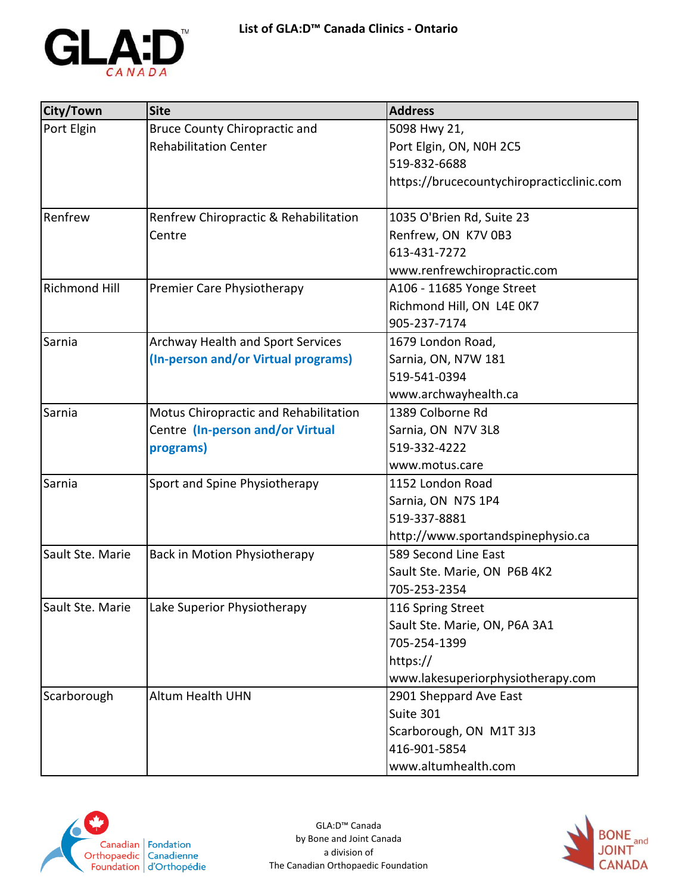# List of GLA:D™ Canada Clinics - Ontario

| City/Town | Site | Address |
|---|---|---|
| Port Elgin | Bruce County Chiropractic and Rehabilitation Center | 5098 Hwy 21,<br>Port Elgin, ON, N0H 2C5<br>519-832-6688<br>https://brucecountychiropracticclinic.com |
| Renfrew | Renfrew Chiropractic & Rehabilitation Centre | 1035 O'Brien Rd, Suite 23<br>Renfrew, ON K7V 0B3<br>613-431-7272<br>www.renfrewchiropractic.com |
| Richmond Hill | Premier Care Physiotherapy | A106 - 11685 Yonge Street<br>Richmond Hill, ON L4E 0K7<br>905-237-7174 |
| Sarnia | Archway Health and Sport Services **(In-person and/or Virtual programs)** | 1679 London Road,<br>Sarnia, ON, N7W 181<br>519-541-0394<br>www.archwayhealth.ca |
| Sarnia | Motus Chiropractic and Rehabilitation Centre **(In-person and/or Virtual programs)** | 1389 Colborne Rd<br>Sarnia, ON N7V 3L8<br>519-332-4222<br>www.motus.care |
| Sarnia | Sport and Spine Physiotherapy | 1152 London Road<br>Sarnia, ON N7S 1P4<br>519-337-8881<br>http://www.sportandspinephysio.ca |
| Sault Ste. Marie | Back in Motion Physiotherapy | 589 Second Line East<br>Sault Ste. Marie, ON P6B 4K2<br>705-253-2354 |
| Sault Ste. Marie | Lake Superior Physiotherapy | 116 Spring Street<br>Sault Ste. Marie, ON, P6A 3A1<br>705-254-1399<br>https://www.lakesuperiorphysiotherapy.com |
| Scarborough | Altum Health UHN | 2901 Sheppard Ave East<br>Suite 301<br>Scarborough, ON M1T 3J3<br>416-901-5854<br>www.altumhealth.com |

GLA:D™ Canada
by Bone and Joint Canada
a division of
The Canadian Orthopaedic Foundation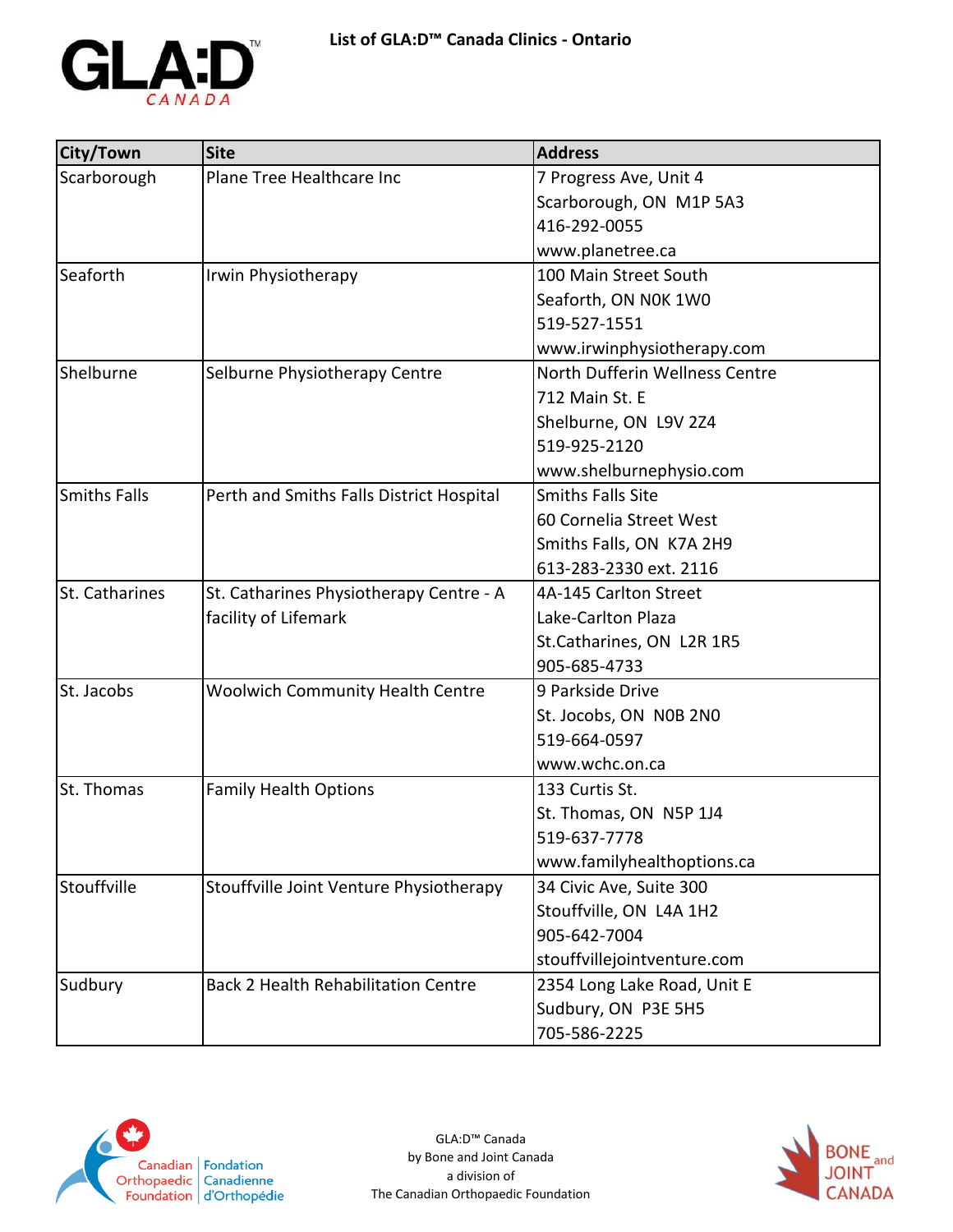# List of GLA:D™ Canada Clinics - Ontario

| City/Town | Site | Address |
|---|---|---|
| Scarborough | Plane Tree Healthcare Inc | 7 Progress Ave, Unit 4<br>Scarborough, ON  M1P 5A3<br>416-292-0055<br>www.planetree.ca |
| Seaforth | Irwin Physiotherapy | 100 Main Street South<br>Seaforth, ON N0K 1W0<br>519-527-1551<br>www.irwinphysiotherapy.com |
| Shelburne | Selburne Physiotherapy Centre | North Dufferin Wellness Centre<br>712 Main St. E<br>Shelburne, ON  L9V 2Z4<br>519-925-2120<br>www.shelburnephysio.com |
| Smiths Falls | Perth and Smiths Falls District Hospital | Smiths Falls Site<br>60 Cornelia Street West<br>Smiths Falls, ON  K7A 2H9<br>613-283-2330 ext. 2116 |
| St. Catharines | St. Catharines Physiotherapy Centre - A facility of Lifemark | 4A-145 Carlton Street<br>Lake-Carlton Plaza<br>St.Catharines, ON  L2R 1R5<br>905-685-4733 |
| St. Jacobs | Woolwich Community Health Centre | 9 Parkside Drive<br>St. Jocobs, ON  N0B 2N0<br>519-664-0597<br>www.wchc.on.ca |
| St. Thomas | Family Health Options | 133 Curtis St.<br>St. Thomas, ON  N5P 1J4<br>519-637-7778<br>www.familyhealthoptions.ca |
| Stouffville | Stouffville Joint Venture Physiotherapy | 34 Civic Ave, Suite 300<br>Stouffville, ON  L4A 1H2<br>905-642-7004<br>stouffvillejointventure.com |
| Sudbury | Back 2 Health Rehabilitation Centre | 2354 Long Lake Road, Unit E<br>Sudbury, ON  P3E 5H5<br>705-586-2225 |

GLA:D™ Canada
by Bone and Joint Canada
a division of
The Canadian Orthopaedic Foundation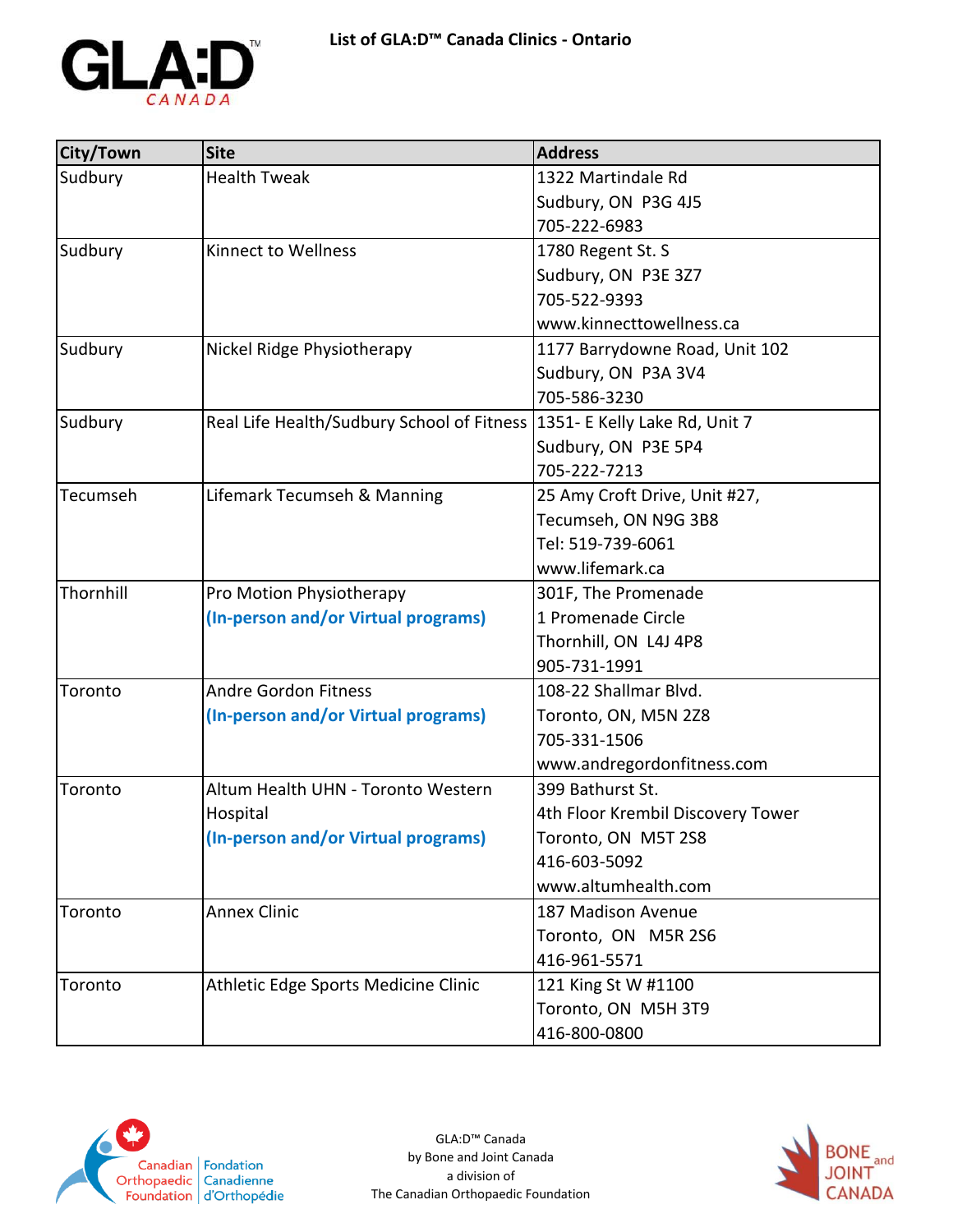| City/Town | Site | Address |
| --- | --- | --- |
| Sudbury | Health Tweak | 1322 Martindale Rd<br>Sudbury, ON  P3G 4J5<br>705-222-6983 |
| Sudbury | Kinnect to Wellness | 1780 Regent St. S<br>Sudbury, ON  P3E 3Z7<br>705-522-9393<br>www.kinnecttowellness.ca |
| Sudbury | Nickel Ridge Physiotherapy | 1177 Barrydowne Road, Unit 102<br>Sudbury, ON  P3A 3V4<br>705-586-3230 |
| Sudbury | Real Life Health/Sudbury School of Fitness | 1351- E Kelly Lake Rd, Unit 7<br>Sudbury, ON  P3E 5P4<br>705-222-7213 |
| Tecumseh | Lifemark Tecumseh & Manning | 25 Amy Croft Drive, Unit #27,<br>Tecumseh, ON N9G 3B8<br>Tel: 519-739-6061<br>www.lifemark.ca |
| Thornhill | Pro Motion Physiotherapy<br>**(In-person and/or Virtual programs)** | 301F, The Promenade<br>1 Promenade Circle<br>Thornhill, ON  L4J 4P8<br>905-731-1991 |
| Toronto | Andre Gordon Fitness<br>**(In-person and/or Virtual programs)** | 108-22 Shallmar Blvd.<br>Toronto, ON, M5N 2Z8<br>705-331-1506<br>www.andregordonfitness.com |
| Toronto | Altum Health UHN - Toronto Western Hospital<br>**(In-person and/or Virtual programs)** | 399 Bathurst St.<br>4th Floor Krembil Discovery Tower<br>Toronto, ON  M5T 2S8<br>416-603-5092<br>www.altumhealth.com |
| Toronto | Annex Clinic | 187 Madison Avenue<br>Toronto, ON   M5R 2S6<br>416-961-5571 |
| Toronto | Athletic Edge Sports Medicine Clinic | 121 King St W #1100<br>Toronto, ON  M5H 3T9<br>416-800-0800 |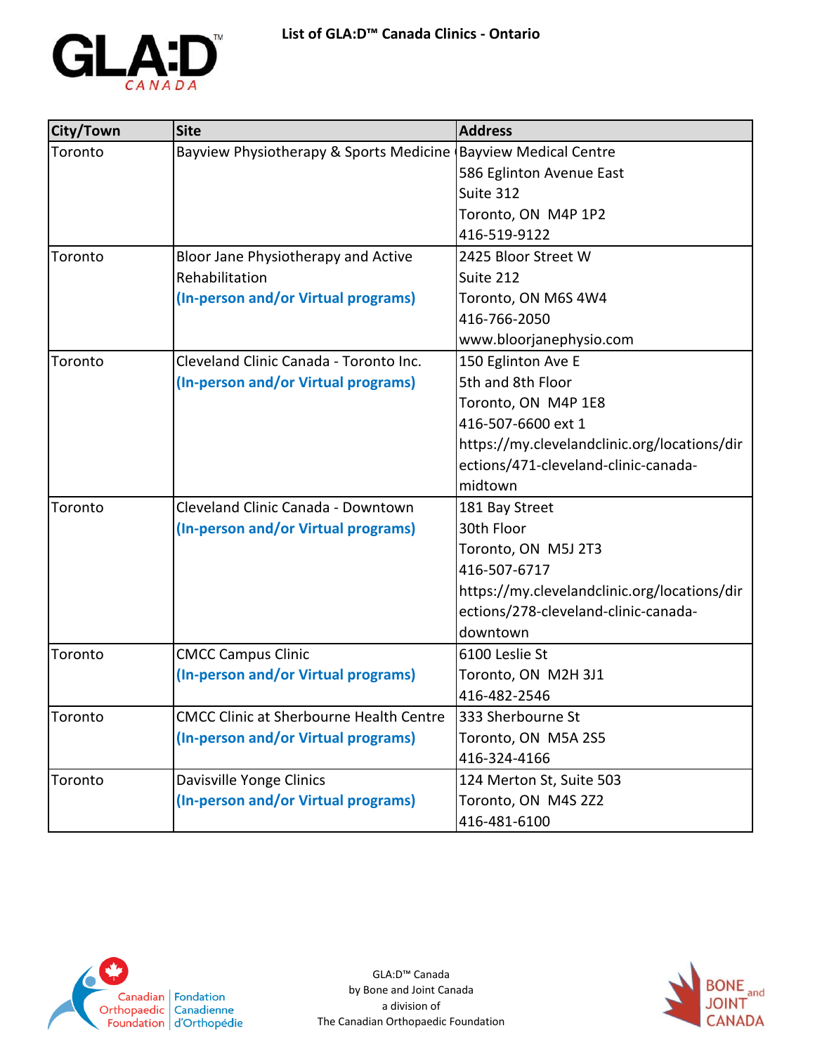# List of GLA:D™ Canada Clinics - Ontario

| City/Town | Site | Address |
|---|---|---|
| Toronto | Bayview Physiotherapy & Sports Medicine | Bayview Medical Centre<br>586 Eglinton Avenue East<br>Suite 312<br>Toronto, ON M4P 1P2<br>416-519-9122 |
| Toronto | Bloor Jane Physiotherapy and Active Rehabilitation<br>**(In-person and/or Virtual programs)** | 2425 Bloor Street W<br>Suite 212<br>Toronto, ON M6S 4W4<br>416-766-2050<br>www.bloorjanephysio.com |
| Toronto | Cleveland Clinic Canada - Toronto Inc.<br>**(In-person and/or Virtual programs)** | 150 Eglinton Ave E<br>5th and 8th Floor<br>Toronto, ON M4P 1E8<br>416-507-6600 ext 1<br>https://my.clevelandclinic.org/locations/directions/471-cleveland-clinic-canada-midtown |
| Toronto | Cleveland Clinic Canada - Downtown<br>**(In-person and/or Virtual programs)** | 181 Bay Street<br>30th Floor<br>Toronto, ON M5J 2T3<br>416-507-6717<br>https://my.clevelandclinic.org/locations/directions/278-cleveland-clinic-canada-downtown |
| Toronto | CMCC Campus Clinic<br>**(In-person and/or Virtual programs)** | 6100 Leslie St<br>Toronto, ON M2H 3J1<br>416-482-2546 |
| Toronto | CMCC Clinic at Sherbourne Health Centre<br>**(In-person and/or Virtual programs)** | 333 Sherbourne St<br>Toronto, ON M5A 2S5<br>416-324-4166 |
| Toronto | Davisville Yonge Clinics<br>**(In-person and/or Virtual programs)** | 124 Merton St, Suite 503<br>Toronto, ON M4S 2Z2<br>416-481-6100 |

GLA:D™ Canada
by Bone and Joint Canada
a division of
The Canadian Orthopaedic Foundation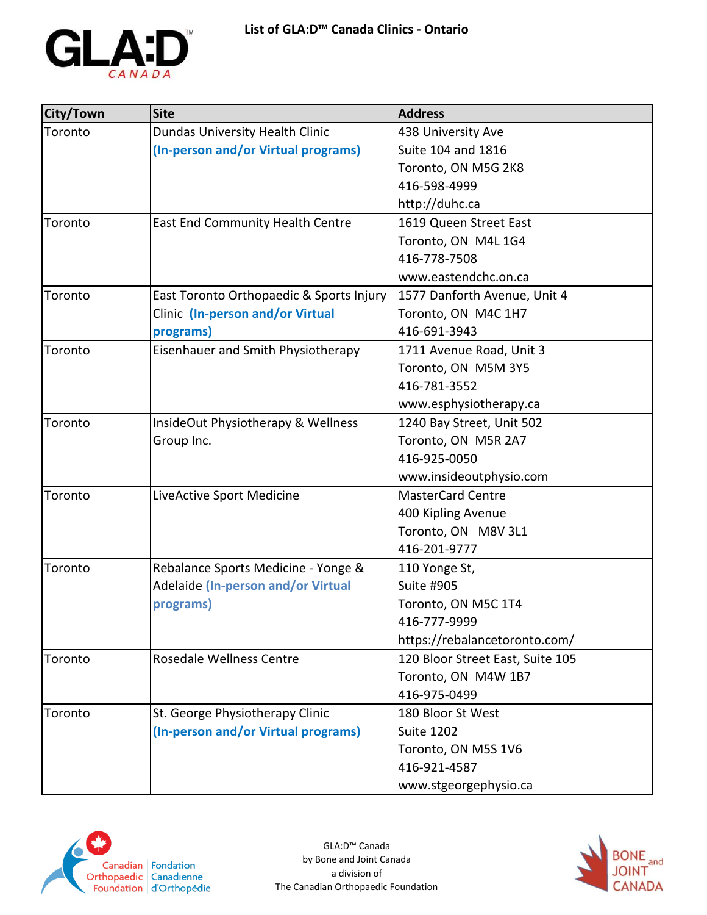# List of GLA:D™ Canada Clinics - Ontario

| City/Town | Site | Address |
|---|---|---|
| Toronto | Dundas University Health Clinic **(In-person and/or Virtual programs)** | 438 University Ave<br>Suite 104 and 1816<br>Toronto, ON M5G 2K8<br>416-598-4999<br>http://duhc.ca |
| Toronto | East End Community Health Centre | 1619 Queen Street East<br>Toronto, ON M4L 1G4<br>416-778-7508<br>www.eastendchc.on.ca |
| Toronto | East Toronto Orthopaedic & Sports Injury Clinic **(In-person and/or Virtual programs)** | 1577 Danforth Avenue, Unit 4<br>Toronto, ON M4C 1H7<br>416-691-3943 |
| Toronto | Eisenhauer and Smith Physiotherapy | 1711 Avenue Road, Unit 3<br>Toronto, ON M5M 3Y5<br>416-781-3552<br>www.esphysiotherapy.ca |
| Toronto | InsideOut Physiotherapy & Wellness Group Inc. | 1240 Bay Street, Unit 502<br>Toronto, ON M5R 2A7<br>416-925-0050<br>www.insideoutphysio.com |
| Toronto | LiveActive Sport Medicine | MasterCard Centre<br>400 Kipling Avenue<br>Toronto, ON M8V 3L1<br>416-201-9777 |
| Toronto | Rebalance Sports Medicine - Yonge & Adelaide **(In-person and/or Virtual programs)** | 110 Yonge St,<br>Suite #905<br>Toronto, ON M5C 1T4<br>416-777-9999<br>https://rebalancetoronto.com/ |
| Toronto | Rosedale Wellness Centre | 120 Bloor Street East, Suite 105<br>Toronto, ON M4W 1B7<br>416-975-0499 |
| Toronto | St. George Physiotherapy Clinic **(In-person and/or Virtual programs)** | 180 Bloor St West<br>Suite 1202<br>Toronto, ON M5S 1V6<br>416-921-4587<br>www.stgeorgephysio.ca |

GLA:D™ Canada
by Bone and Joint Canada
a division of
The Canadian Orthopaedic Foundation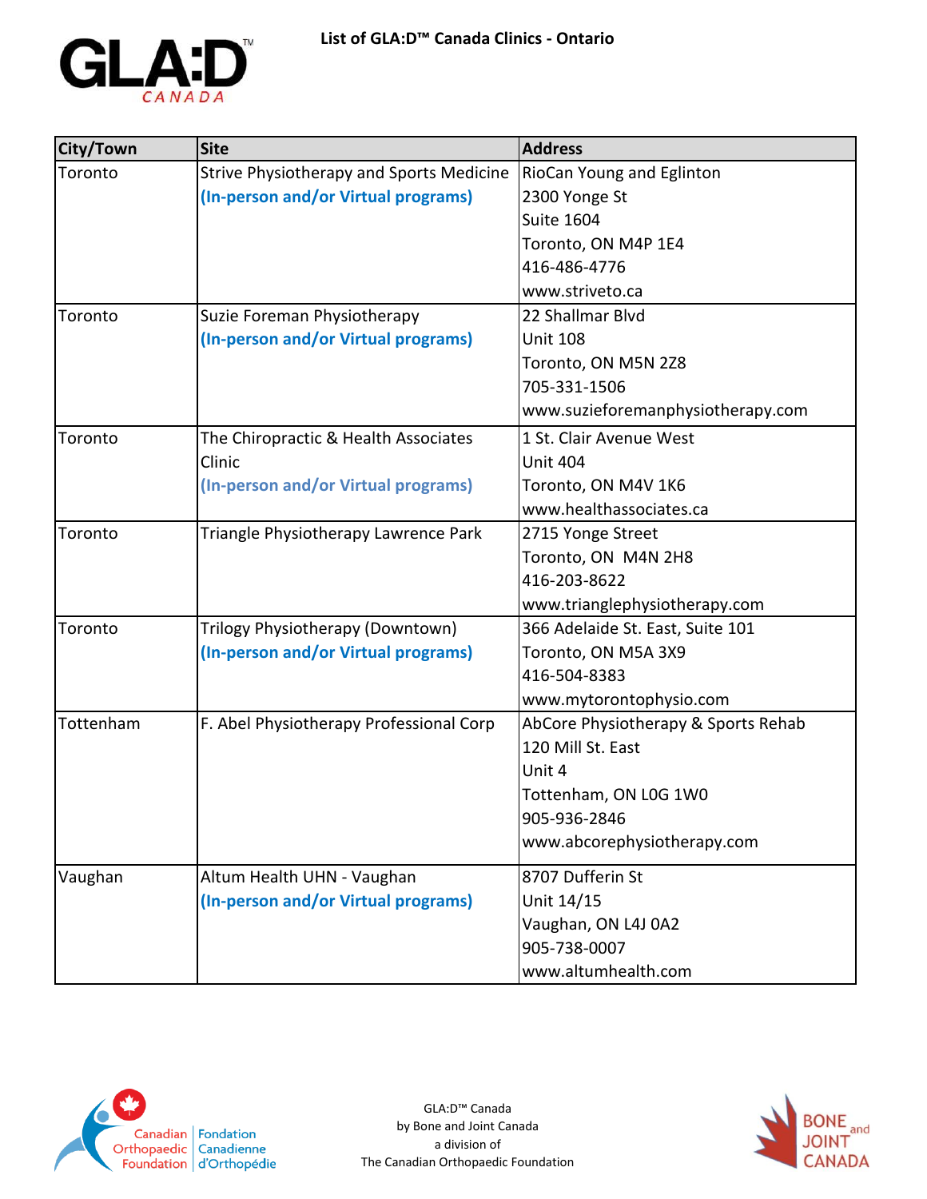# List of GLA:D™ Canada Clinics - Ontario

| City/Town | Site | Address |
|---|---|---|
| Toronto | Strive Physiotherapy and Sports Medicine<br>**(In-person and/or Virtual programs)** | RioCan Young and Eglinton<br>2300 Yonge St<br>Suite 1604<br>Toronto, ON M4P 1E4<br>416-486-4776<br>www.striveto.ca |
| Toronto | Suzie Foreman Physiotherapy<br>**(In-person and/or Virtual programs)** | 22 Shallmar Blvd<br>Unit 108<br>Toronto, ON M5N 2Z8<br>705-331-1506<br>www.suzieforemanphysiotherapy.com |
| Toronto | The Chiropractic & Health Associates Clinic<br>**(In-person and/or Virtual programs)** | 1 St. Clair Avenue West<br>Unit 404<br>Toronto, ON M4V 1K6<br>www.healthassociates.ca |
| Toronto | Triangle Physiotherapy Lawrence Park | 2715 Yonge Street<br>Toronto, ON M4N 2H8<br>416-203-8622<br>www.trianglephysiotherapy.com |
| Toronto | Trilogy Physiotherapy (Downtown)<br>**(In-person and/or Virtual programs)** | 366 Adelaide St. East, Suite 101<br>Toronto, ON M5A 3X9<br>416-504-8383<br>www.mytorontophysio.com |
| Tottenham | F. Abel Physiotherapy Professional Corp | AbCore Physiotherapy & Sports Rehab<br>120 Mill St. East<br>Unit 4<br>Tottenham, ON L0G 1W0<br>905-936-2846<br>www.abcorephysiotherapy.com |
| Vaughan | Altum Health UHN - Vaughan<br>**(In-person and/or Virtual programs)** | 8707 Dufferin St<br>Unit 14/15<br>Vaughan, ON L4J 0A2<br>905-738-0007<br>www.altumhealth.com |

GLA:D™ Canada
by Bone and Joint Canada
a division of
The Canadian Orthopaedic Foundation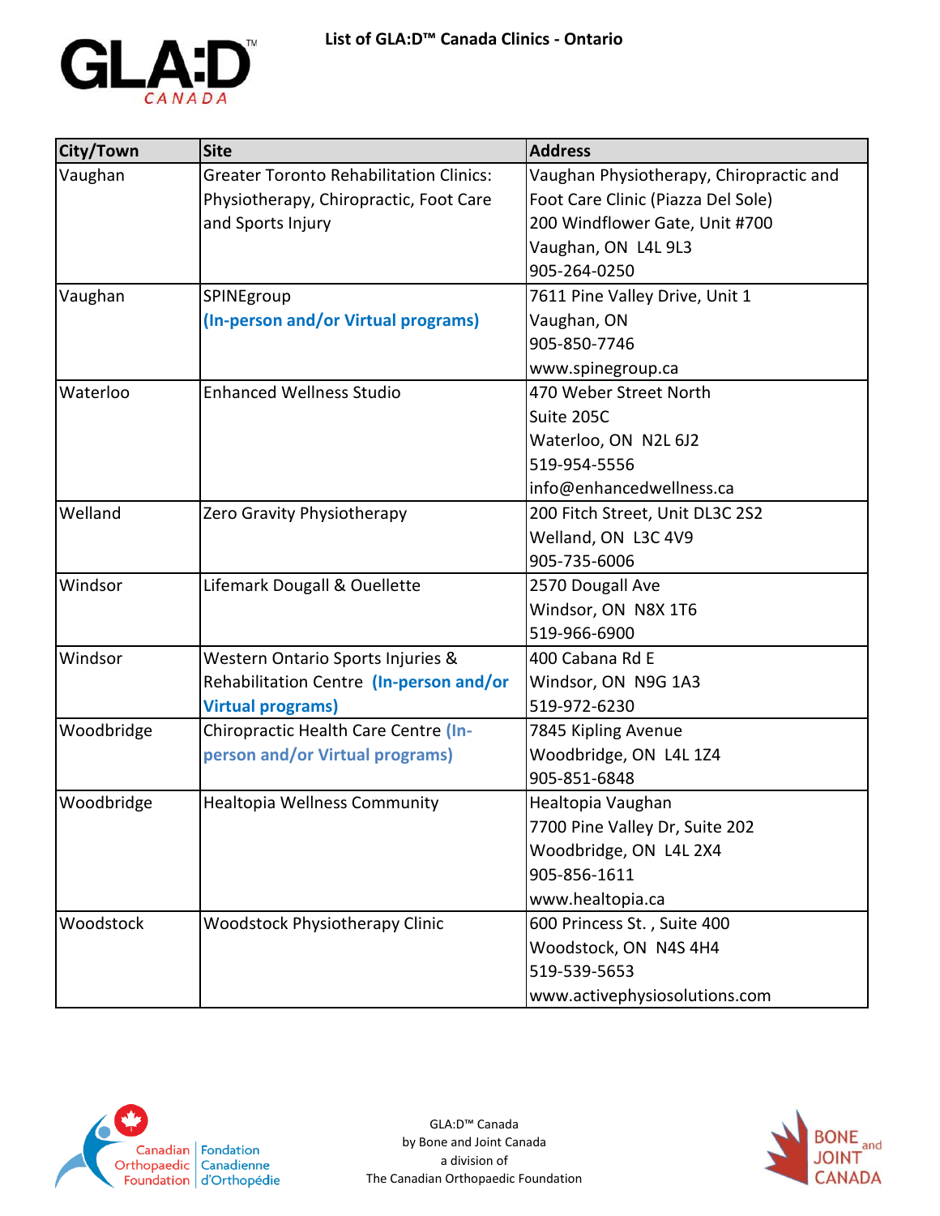# List of GLA:D™ Canada Clinics - Ontario

| City/Town | Site | Address |
|---|---|---|
| Vaughan | Greater Toronto Rehabilitation Clinics: Physiotherapy, Chiropractic, Foot Care and Sports Injury | Vaughan Physiotherapy, Chiropractic and Foot Care Clinic (Piazza Del Sole)<br>200 Windflower Gate, Unit #700<br>Vaughan, ON L4L 9L3<br>905-264-0250 |
| Vaughan | SPINEgroup<br>**(In-person and/or Virtual programs)** | 7611 Pine Valley Drive, Unit 1<br>Vaughan, ON<br>905-850-7746<br>www.spinegroup.ca |
| Waterloo | Enhanced Wellness Studio | 470 Weber Street North<br>Suite 205C<br>Waterloo, ON N2L 6J2<br>519-954-5556<br>info@enhancedwellness.ca |
| Welland | Zero Gravity Physiotherapy | 200 Fitch Street, Unit DL3C 2S2<br>Welland, ON L3C 4V9<br>905-735-6006 |
| Windsor | Lifemark Dougall & Ouellette | 2570 Dougall Ave<br>Windsor, ON N8X 1T6<br>519-966-6900 |
| Windsor | Western Ontario Sports Injuries & Rehabilitation Centre **(In-person and/or Virtual programs)** | 400 Cabana Rd E<br>Windsor, ON N9G 1A3<br>519-972-6230 |
| Woodbridge | Chiropractic Health Care Centre **(In-person and/or Virtual programs)** | 7845 Kipling Avenue<br>Woodbridge, ON L4L 1Z4<br>905-851-6848 |
| Woodbridge | Healtopia Wellness Community | Healtopia Vaughan<br>7700 Pine Valley Dr, Suite 202<br>Woodbridge, ON L4L 2X4<br>905-856-1611<br>www.healtopia.ca |
| Woodstock | Woodstock Physiotherapy Clinic | 600 Princess St. , Suite 400<br>Woodstock, ON N4S 4H4<br>519-539-5653<br>www.activephysiosolutions.com |

GLA:D™ Canada
by Bone and Joint Canada
a division of
The Canadian Orthopaedic Foundation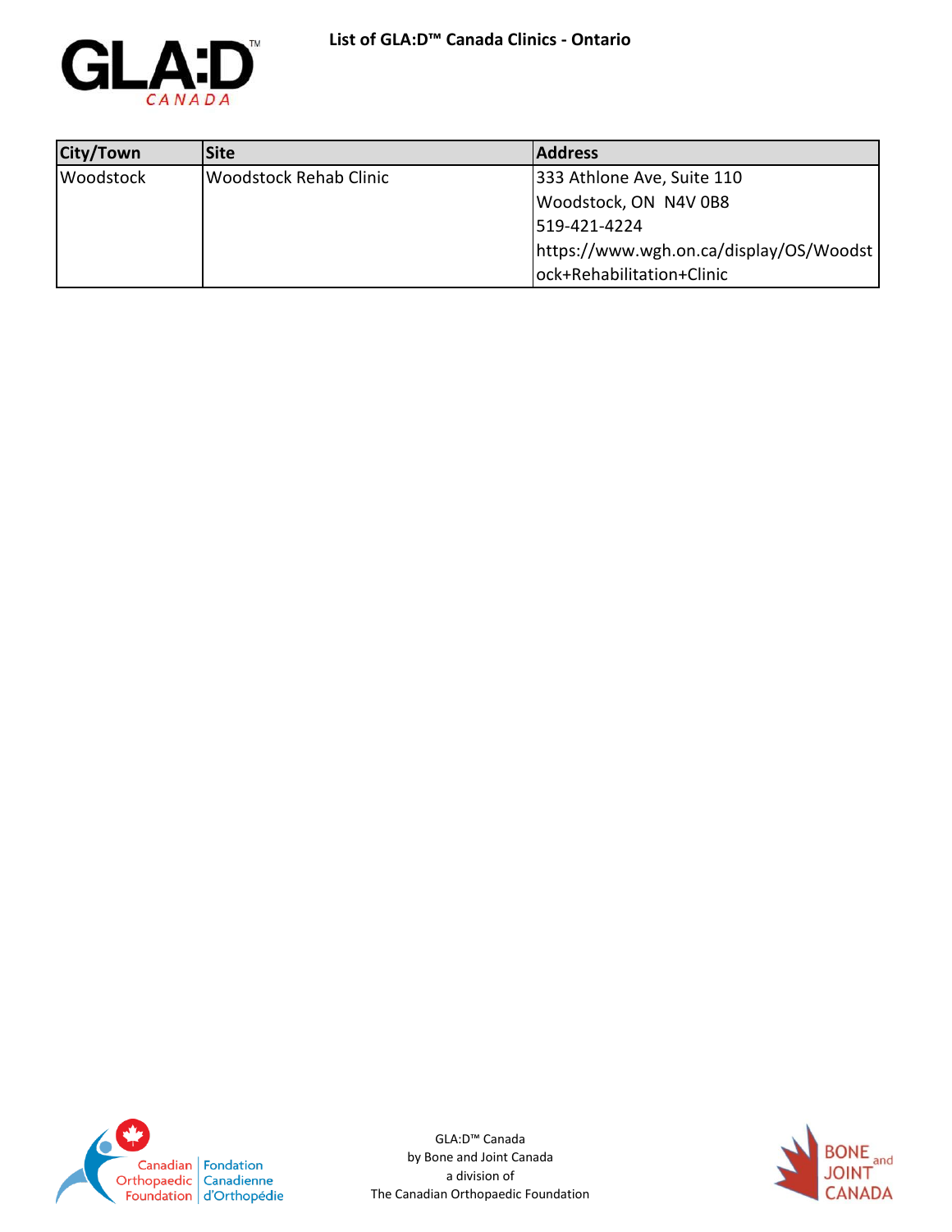# List of GLA:D™ Canada Clinics - Ontario

| City/Town | Site | Address |
|---|---|---|
| Woodstock | Woodstock Rehab Clinic | 333 Athlone Ave, Suite 110<br>Woodstock, ON  N4V 0B8<br>519-421-4224<br>https://www.wgh.on.ca/display/OS/Woodstock+Rehabilitation+Clinic |

GLA:D™ Canada
by Bone and Joint Canada
a division of
The Canadian Orthopaedic Foundation